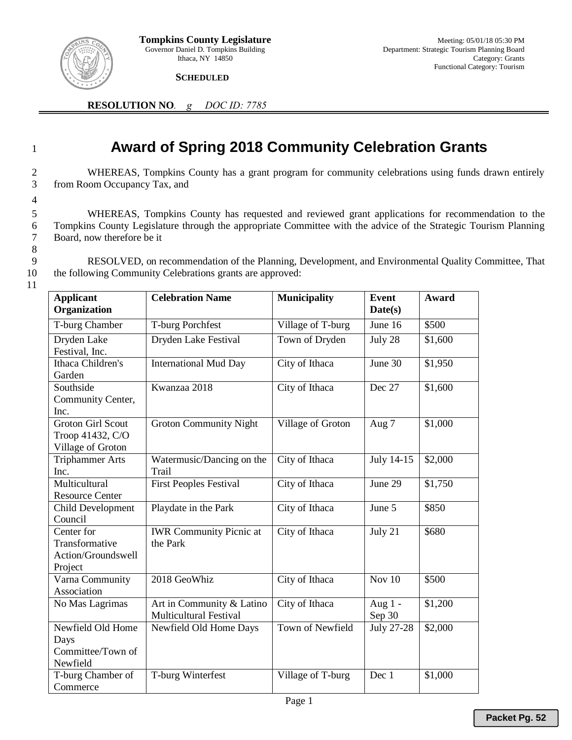**Tompkins County Legislature**
Governor Daniel D. Tompkins Building
Ithaca, NY 14850

Meeting: 05/01/18 05:30 PM
Department: Strategic Tourism Planning Board
Category: Grants
Functional Category: Tourism

**SCHEDULED**

**RESOLUTION NO**. *g* *DOC ID: 7785*

# Award of Spring 2018 Community Celebration Grants

WHEREAS, Tompkins County has a grant program for community celebrations using funds drawn entirely from Room Occupancy Tax, and

WHEREAS, Tompkins County has requested and reviewed grant applications for recommendation to the Tompkins County Legislature through the appropriate Committee with the advice of the Strategic Tourism Planning Board, now therefore be it

RESOLVED, on recommendation of the Planning, Development, and Environmental Quality Committee, That the following Community Celebrations grants are approved:

| Applicant Organization | Celebration Name | Municipality | Event Date(s) | Award |
|---|---|---|---|---|
| T-burg Chamber | T-burg Porchfest | Village of T-burg | June 16 | $500 |
| Dryden Lake Festival, Inc. | Dryden Lake Festival | Town of Dryden | July 28 | $1,600 |
| Ithaca Children's Garden | International Mud Day | City of Ithaca | June 30 | $1,950 |
| Southside Community Center, Inc. | Kwanzaa 2018 | City of Ithaca | Dec 27 | $1,600 |
| Groton Girl Scout Troop 41432, C/O Village of Groton | Groton Community Night | Village of Groton | Aug 7 | $1,000 |
| Triphammer Arts Inc. | Watermusic/Dancing on the Trail | City of Ithaca | July 14-15 | $2,000 |
| Multicultural Resource Center | First Peoples Festival | City of Ithaca | June 29 | $1,750 |
| Child Development Council | Playdate in the Park | City of Ithaca | June 5 | $850 |
| Center for Transformative Action/Groundswell Project | IWR Community Picnic at the Park | City of Ithaca | July 21 | $680 |
| Varna Community Association | 2018 GeoWhiz | City of Ithaca | Nov 10 | $500 |
| No Mas Lagrimas | Art in Community & Latino Multicultural Festival | City of Ithaca | Aug 1 - Sep 30 | $1,200 |
| Newfield Old Home Days Committee/Town of Newfield | Newfield Old Home Days | Town of Newfield | July 27-28 | $2,000 |
| T-burg Chamber of Commerce | T-burg Winterfest | Village of T-burg | Dec 1 | $1,000 |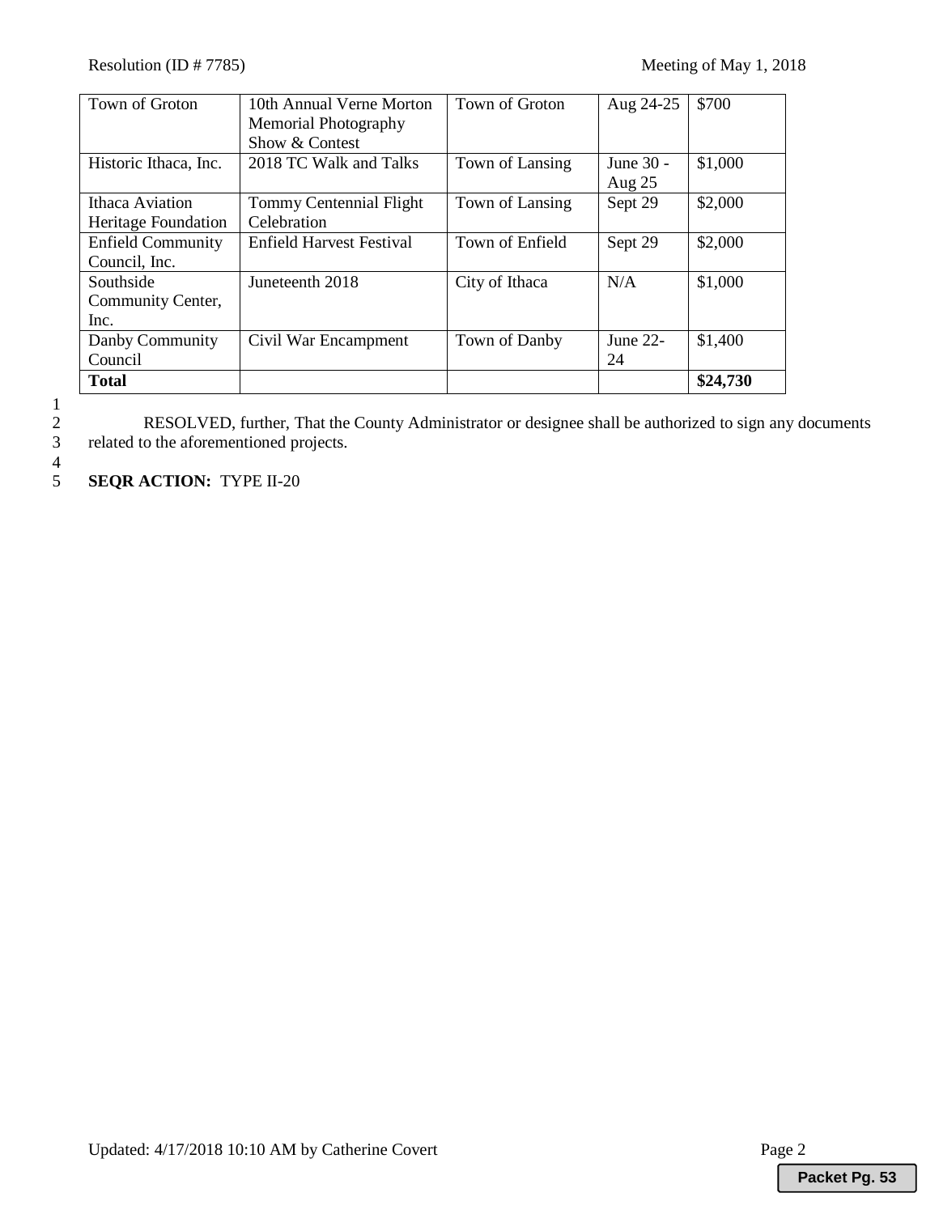| | | | | |
|---|---|---|---|---|
| Town of Groton | 10th Annual Verne Morton Memorial Photography Show & Contest | Town of Groton | Aug 24-25 | $700 |
| Historic Ithaca, Inc. | 2018 TC Walk and Talks | Town of Lansing | June 30 - Aug 25 | $1,000 |
| Ithaca Aviation Heritage Foundation | Tommy Centennial Flight Celebration | Town of Lansing | Sept 29 | $2,000 |
| Enfield Community Council, Inc. | Enfield Harvest Festival | Town of Enfield | Sept 29 | $2,000 |
| Southside Community Center, Inc. | Juneteenth 2018 | City of Ithaca | N/A | $1,000 |
| Danby Community Council | Civil War Encampment | Town of Danby | June 22-24 | $1,400 |
| **Total** | | | | **$24,730** |

RESOLVED, further, That the County Administrator or designee shall be authorized to sign any documents related to the aforementioned projects.

**SEQR ACTION:** TYPE II-20